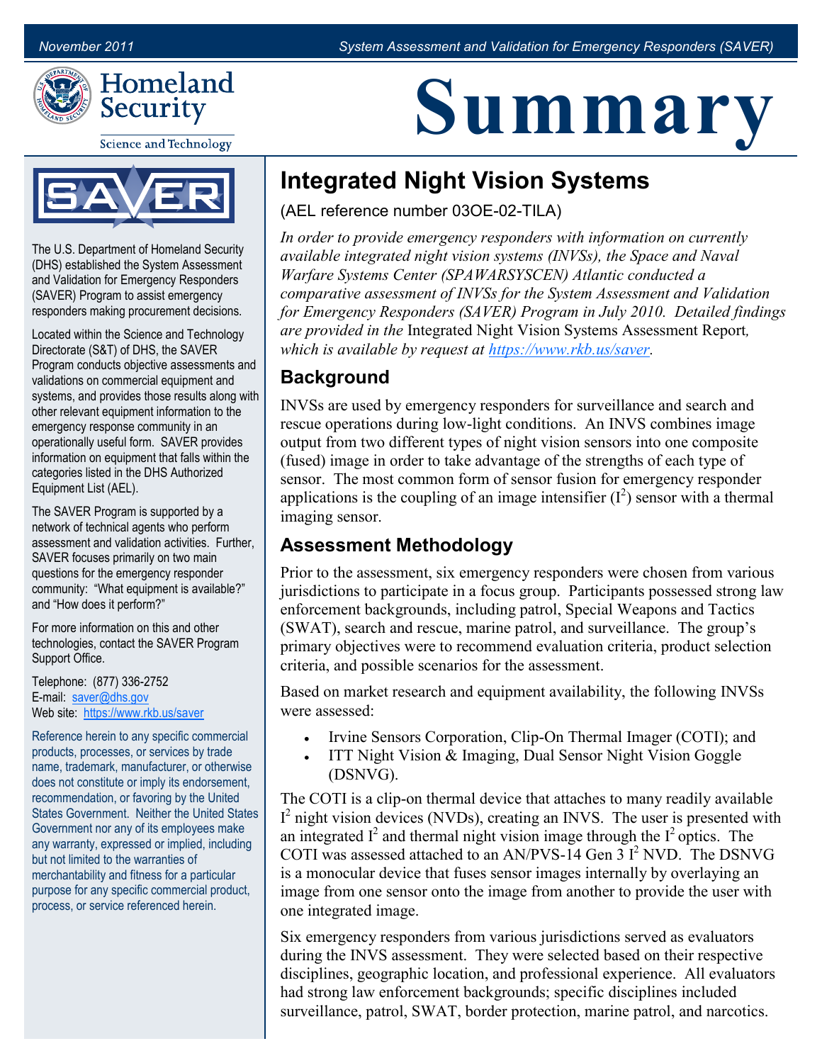# Summary

Homeland Security

Science and Technology

The U.S. Department of Homeland Security (DHS) established the System Assessment and Validation for Emergency Responders (SAVER) Program to assist emergency responders making procurement decisions.

Located within the Science and Technology Directorate (S&T) of DHS, the SAVER Program conducts objective assessments and validations on commercial equipment and systems, and provides those results along with other relevant equipment information to the emergency response community in an operationally useful form. SAVER provides information on equipment that falls within the categories listed in the DHS Authorized Equipment List (AEL).

The SAVER Program is supported by a network of technical agents who perform assessment and validation activities. Further, SAVER focuses primarily on two main questions for the emergency responder community: "What equipment is available?" and "How does it perform?"

For more information on this and other technologies, contact the SAVER Program Support Office.

Telephone: (877) 336-2752
E-mail: saver@dhs.gov
Web site: https://www.rkb.us/saver

Reference herein to any specific commercial products, processes, or services by trade name, trademark, manufacturer, or otherwise does not constitute or imply its endorsement, recommendation, or favoring by the United States Government. Neither the United States Government nor any of its employees make any warranty, expressed or implied, including but not limited to the warranties of merchantability and fitness for a particular purpose for any specific commercial product, process, or service referenced herein.

## Integrated Night Vision Systems

(AEL reference number 03OE-02-TILA)

*In order to provide emergency responders with information on currently available integrated night vision systems (INVSs), the Space and Naval Warfare Systems Center (SPAWARSYSCEN) Atlantic conducted a comparative assessment of INVSs for the System Assessment and Validation for Emergency Responders (SAVER) Program in July 2010. Detailed findings are provided in the* Integrated Night Vision Systems Assessment Report*, which is available by request at https://www.rkb.us/saver.*

### Background

INVSs are used by emergency responders for surveillance and search and rescue operations during low-light conditions. An INVS combines image output from two different types of night vision sensors into one composite (fused) image in order to take advantage of the strengths of each type of sensor. The most common form of sensor fusion for emergency responder applications is the coupling of an image intensifier ($I^2$) sensor with a thermal imaging sensor.

### Assessment Methodology

Prior to the assessment, six emergency responders were chosen from various jurisdictions to participate in a focus group. Participants possessed strong law enforcement backgrounds, including patrol, Special Weapons and Tactics (SWAT), search and rescue, marine patrol, and surveillance. The group's primary objectives were to recommend evaluation criteria, product selection criteria, and possible scenarios for the assessment.

Based on market research and equipment availability, the following INVSs were assessed:

- Irvine Sensors Corporation, Clip-On Thermal Imager (COTI); and
- ITT Night Vision & Imaging, Dual Sensor Night Vision Goggle (DSNVG).

The COTI is a clip-on thermal device that attaches to many readily available $I^2$ night vision devices (NVDs), creating an INVS. The user is presented with an integrated $I^2$ and thermal night vision image through the $I^2$ optics. The COTI was assessed attached to an AN/PVS-14 Gen 3 $I^2$ NVD. The DSNVG is a monocular device that fuses sensor images internally by overlaying an image from one sensor onto the image from another to provide the user with one integrated image.

Six emergency responders from various jurisdictions served as evaluators during the INVS assessment. They were selected based on their respective disciplines, geographic location, and professional experience. All evaluators had strong law enforcement backgrounds; specific disciplines included surveillance, patrol, SWAT, border protection, marine patrol, and narcotics.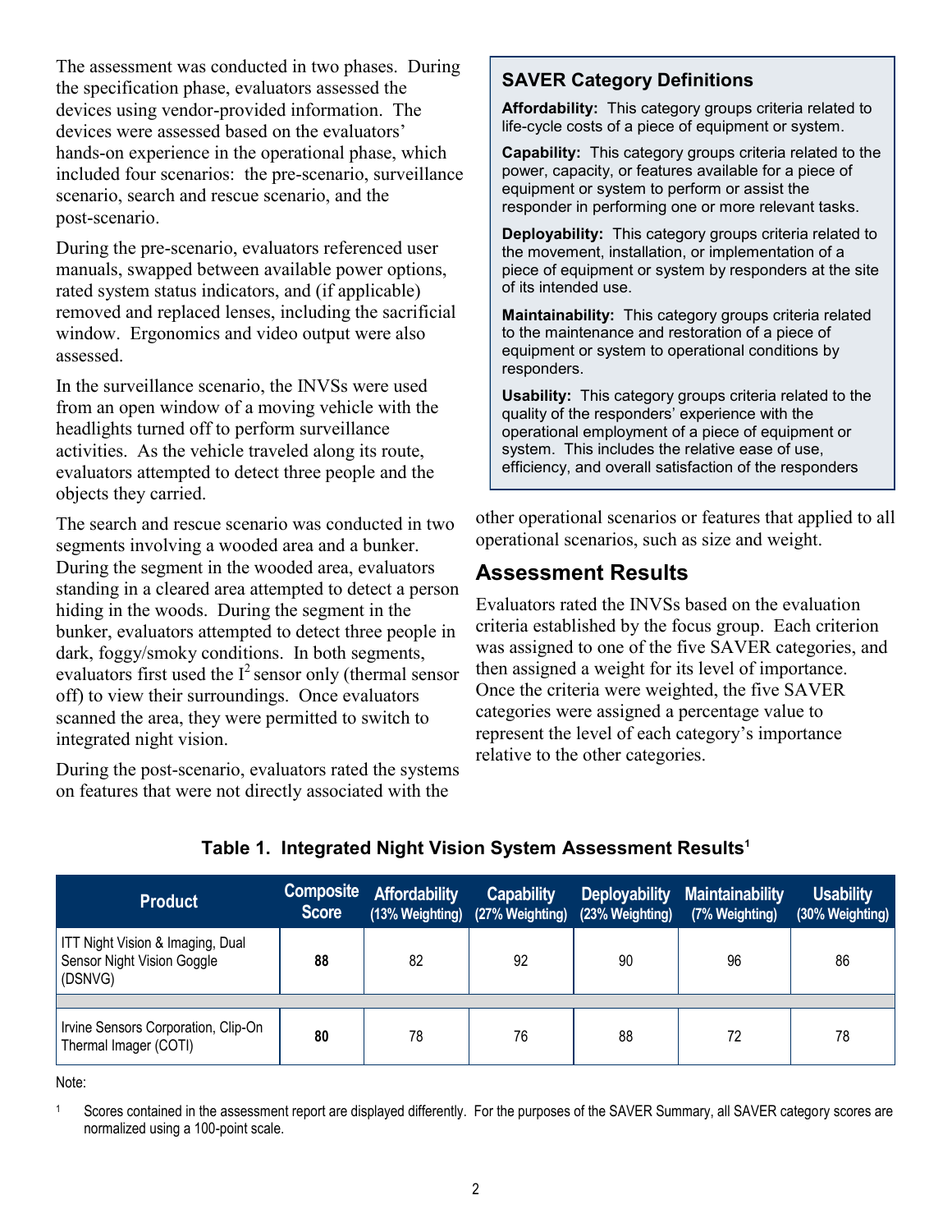The assessment was conducted in two phases. During the specification phase, evaluators assessed the devices using vendor-provided information. The devices were assessed based on the evaluators' hands-on experience in the operational phase, which included four scenarios: the pre-scenario, surveillance scenario, search and rescue scenario, and the post-scenario.

During the pre-scenario, evaluators referenced user manuals, swapped between available power options, rated system status indicators, and (if applicable) removed and replaced lenses, including the sacrificial window. Ergonomics and video output were also assessed.

In the surveillance scenario, the INVSs were used from an open window of a moving vehicle with the headlights turned off to perform surveillance activities. As the vehicle traveled along its route, evaluators attempted to detect three people and the objects they carried.

The search and rescue scenario was conducted in two segments involving a wooded area and a bunker. During the segment in the wooded area, evaluators standing in a cleared area attempted to detect a person hiding in the woods. During the segment in the bunker, evaluators attempted to detect three people in dark, foggy/smoky conditions. In both segments, evaluators first used the $I^2$ sensor only (thermal sensor off) to view their surroundings. Once evaluators scanned the area, they were permitted to switch to integrated night vision.

During the post-scenario, evaluators rated the systems on features that were not directly associated with the other operational scenarios or features that applied to all operational scenarios, such as size and weight.

### SAVER Category Definitions

**Affordability:** This category groups criteria related to life-cycle costs of a piece of equipment or system.

**Capability:** This category groups criteria related to the power, capacity, or features available for a piece of equipment or system to perform or assist the responder in performing one or more relevant tasks.

**Deployability:** This category groups criteria related to the movement, installation, or implementation of a piece of equipment or system by responders at the site of its intended use.

**Maintainability:** This category groups criteria related to the maintenance and restoration of a piece of equipment or system to operational conditions by responders.

**Usability:** This category groups criteria related to the quality of the responders' experience with the operational employment of a piece of equipment or system. This includes the relative ease of use, efficiency, and overall satisfaction of the responders

## Assessment Results

Evaluators rated the INVSs based on the evaluation criteria established by the focus group. Each criterion was assigned to one of the five SAVER categories, and then assigned a weight for its level of importance. Once the criteria were weighted, the five SAVER categories were assigned a percentage value to represent the level of each category's importance relative to the other categories.

**Table 1. Integrated Night Vision System Assessment Results[1]**

| Product | Composite Score | Affordability (13% Weighting) | Capability (27% Weighting) | Deployability (23% Weighting) | Maintainability (7% Weighting) | Usability (30% Weighting) |
|---|---|---|---|---|---|---|
| ITT Night Vision & Imaging, Dual Sensor Night Vision Goggle (DSNVG) | **88** | 82 | 92 | 90 | 96 | 86 |
| Irvine Sensors Corporation, Clip-On Thermal Imager (COTI) | **80** | 78 | 76 | 88 | 72 | 78 |

Note:

[1] Scores contained in the assessment report are displayed differently. For the purposes of the SAVER Summary, all SAVER category scores are normalized using a 100-point scale.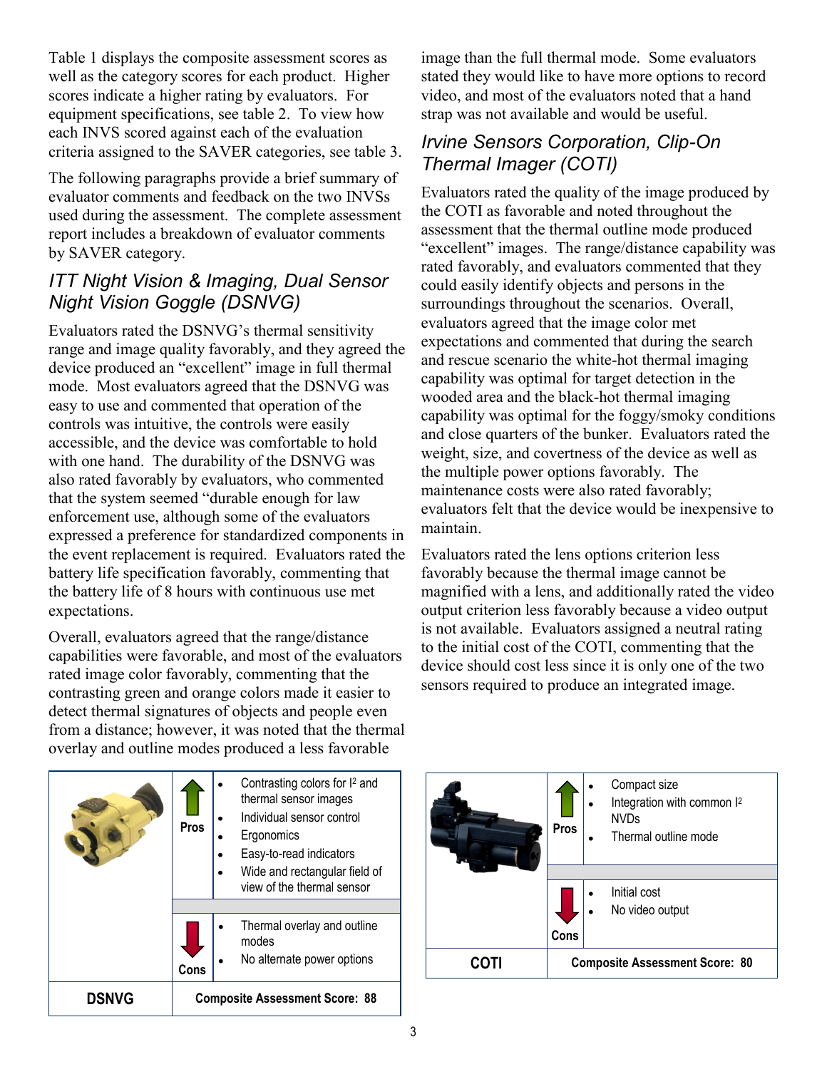Table 1 displays the composite assessment scores as well as the category scores for each product. Higher scores indicate a higher rating by evaluators. For equipment specifications, see table 2. To view how each INVS scored against each of the evaluation criteria assigned to the SAVER categories, see table 3.

The following paragraphs provide a brief summary of evaluator comments and feedback on the two INVSs used during the assessment. The complete assessment report includes a breakdown of evaluator comments by SAVER category.

## *ITT Night Vision & Imaging, Dual Sensor Night Vision Goggle (DSNVG)*

Evaluators rated the DSNVG's thermal sensitivity range and image quality favorably, and they agreed the device produced an "excellent" image in full thermal mode. Most evaluators agreed that the DSNVG was easy to use and commented that operation of the controls was intuitive, the controls were easily accessible, and the device was comfortable to hold with one hand. The durability of the DSNVG was also rated favorably by evaluators, who commented that the system seemed "durable enough for law enforcement use, although some of the evaluators expressed a preference for standardized components in the event replacement is required. Evaluators rated the battery life specification favorably, commenting that the battery life of 8 hours with continuous use met expectations.

Overall, evaluators agreed that the range/distance capabilities were favorable, and most of the evaluators rated image color favorably, commenting that the contrasting green and orange colors made it easier to detect thermal signatures of objects and people even from a distance; however, it was noted that the thermal overlay and outline modes produced a less favorable image than the full thermal mode. Some evaluators stated they would like to have more options to record video, and most of the evaluators noted that a hand strap was not available and would be useful.

## *Irvine Sensors Corporation, Clip-On Thermal Imager (COTI)*

Evaluators rated the quality of the image produced by the COTI as favorable and noted throughout the assessment that the thermal outline mode produced "excellent" images. The range/distance capability was rated favorably, and evaluators commented that they could easily identify objects and persons in the surroundings throughout the scenarios. Overall, evaluators agreed that the image color met expectations and commented that during the search and rescue scenario the white-hot thermal imaging capability was optimal for target detection in the wooded area and the black-hot thermal imaging capability was optimal for the foggy/smoky conditions and close quarters of the bunker. Evaluators rated the weight, size, and covertness of the device as well as the multiple power options favorably. The maintenance costs were also rated favorably; evaluators felt that the device would be inexpensive to maintain.

Evaluators rated the lens options criterion less favorably because the thermal image cannot be magnified with a lens, and additionally rated the video output criterion less favorably because a video output is not available. Evaluators assigned a neutral rating to the initial cost of the COTI, commenting that the device should cost less since it is only one of the two sensors required to produce an integrated image.

| | | |
|---|---|---|
| | **Pros** | • Contrasting colors for $I^2$ and thermal sensor images<br>• Individual sensor control<br>• Ergonomics<br>• Easy-to-read indicators<br>• Wide and rectangular field of view of the thermal sensor |
| | **Cons** | • Thermal overlay and outline modes<br>• No alternate power options |
| **DSNVG** | **Composite Assessment Score: 88** | |

| | | |
|---|---|---|
| | **Pros** | • Compact size<br>• Integration with common $I^2$ NVDs<br>• Thermal outline mode |
| | **Cons** | • Initial cost<br>• No video output |
| **COTI** | **Composite Assessment Score: 80** | |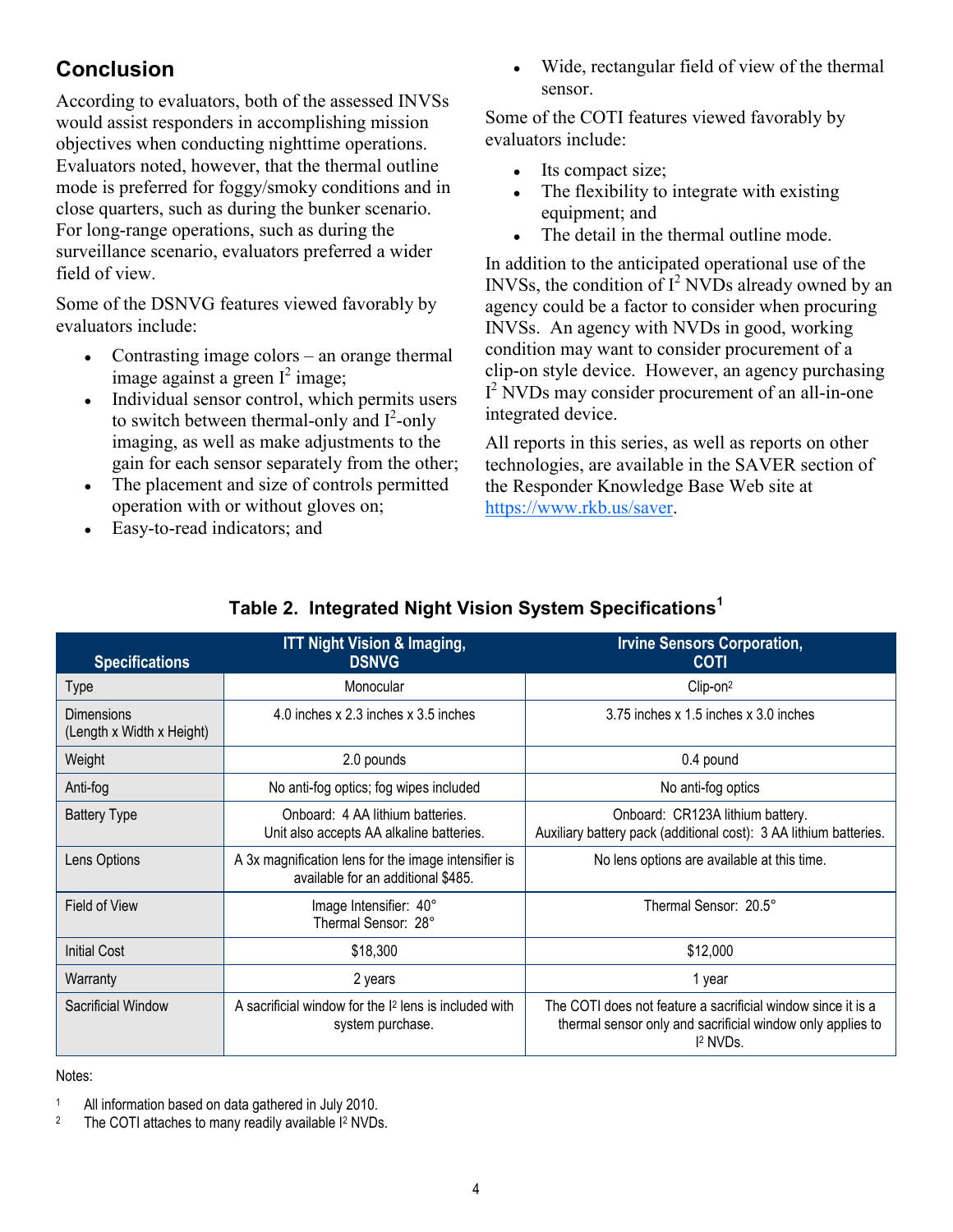## Conclusion

According to evaluators, both of the assessed INVSs would assist responders in accomplishing mission objectives when conducting nighttime operations. Evaluators noted, however, that the thermal outline mode is preferred for foggy/smoky conditions and in close quarters, such as during the bunker scenario. For long-range operations, such as during the surveillance scenario, evaluators preferred a wider field of view.

Some of the DSNVG features viewed favorably by evaluators include:

- Contrasting image colors – an orange thermal image against a green $I^2$ image;
- Individual sensor control, which permits users to switch between thermal-only and $I^2$-only imaging, as well as make adjustments to the gain for each sensor separately from the other;
- The placement and size of controls permitted operation with or without gloves on;
- Easy-to-read indicators; and
- Wide, rectangular field of view of the thermal sensor.

Some of the COTI features viewed favorably by evaluators include:

- Its compact size;
- The flexibility to integrate with existing equipment; and
- The detail in the thermal outline mode.

In addition to the anticipated operational use of the INVSs, the condition of $I^2$ NVDs already owned by an agency could be a factor to consider when procuring INVSs. An agency with NVDs in good, working condition may want to consider procurement of a clip-on style device. However, an agency purchasing $I^2$ NVDs may consider procurement of an all-in-one integrated device.

All reports in this series, as well as reports on other technologies, are available in the SAVER section of the Responder Knowledge Base Web site at https://www.rkb.us/saver.

**Table 2. Integrated Night Vision System Specifications[1]**

| Specifications | ITT Night Vision & Imaging, DSNVG | Irvine Sensors Corporation, COTI |
|---|---|---|
| Type | Monocular | Clip-on[2] |
| Dimensions (Length x Width x Height) | 4.0 inches x 2.3 inches x 3.5 inches | 3.75 inches x 1.5 inches x 3.0 inches |
| Weight | 2.0 pounds | 0.4 pound |
| Anti-fog | No anti-fog optics; fog wipes included | No anti-fog optics |
| Battery Type | Onboard: 4 AA lithium batteries. Unit also accepts AA alkaline batteries. | Onboard: CR123A lithium battery. Auxiliary battery pack (additional cost): 3 AA lithium batteries. |
| Lens Options | A 3x magnification lens for the image intensifier is available for an additional $485. | No lens options are available at this time. |
| Field of View | Image Intensifier: 40° Thermal Sensor: 28° | Thermal Sensor: 20.5° |
| Initial Cost | $18,300 | $12,000 |
| Warranty | 2 years | 1 year |
| Sacrificial Window | A sacrificial window for the $I^2$ lens is included with system purchase. | The COTI does not feature a sacrificial window since it is a thermal sensor only and sacrificial window only applies to $I^2$ NVDs. |

Notes:

1 All information based on data gathered in July 2010.
2 The COTI attaches to many readily available $I^2$ NVDs.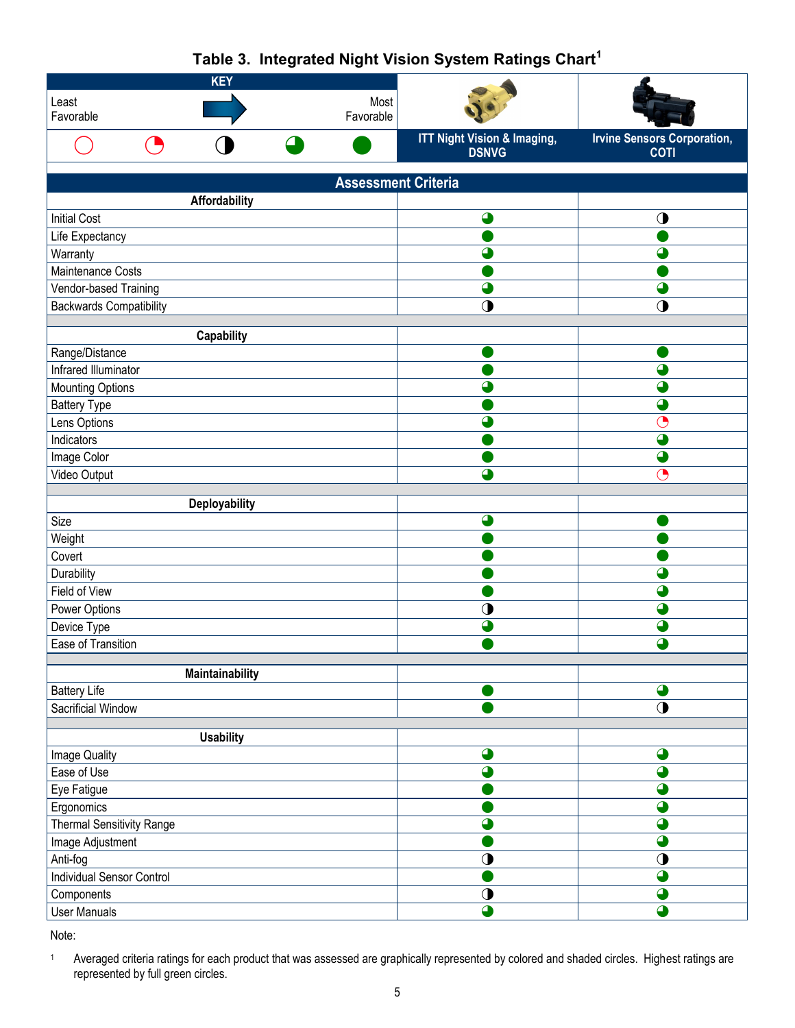## Table 3. Integrated Night Vision System Ratings Chart[1]

**KEY:** Least Favorable → Most Favorable

○ ◔ ◑ ◕ ●

| Assessment Criteria | ITT Night Vision & Imaging, DSNVG | Irvine Sensors Corporation, COTI |
|---|---|---|
| **Affordability** | | |
| Initial Cost | ◕ | ◑ |
| Life Expectancy | ● | ● |
| Warranty | ◕ | ◕ |
| Maintenance Costs | ● | ● |
| Vendor-based Training | ◕ | ◕ |
| Backwards Compatibility | ◑ | ◑ |
| **Capability** | | |
| Range/Distance | ● | ● |
| Infrared Illuminator | ● | ◕ |
| Mounting Options | ◕ | ◕ |
| Battery Type | ● | ◕ |
| Lens Options | ◕ | ◔ |
| Indicators | ● | ◕ |
| Image Color | ● | ◕ |
| Video Output | ◕ | ◔ |
| **Deployability** | | |
| Size | ◕ | ● |
| Weight | ● | ● |
| Covert | ● | ● |
| Durability | ● | ◕ |
| Field of View | ● | ◕ |
| Power Options | ◑ | ◕ |
| Device Type | ◕ | ◕ |
| Ease of Transition | ● | ◕ |
| **Maintainability** | | |
| Battery Life | ● | ◕ |
| Sacrificial Window | ● | ◑ |
| **Usability** | | |
| Image Quality | ◕ | ◕ |
| Ease of Use | ◕ | ◕ |
| Eye Fatigue | ● | ◕ |
| Ergonomics | ● | ◕ |
| Thermal Sensitivity Range | ◕ | ◕ |
| Image Adjustment | ● | ◕ |
| Anti-fog | ◑ | ◑ |
| Individual Sensor Control | ● | ◕ |
| Components | ◑ | ◕ |
| User Manuals | ◕ | ◕ |

Note:

1 Averaged criteria ratings for each product that was assessed are graphically represented by colored and shaded circles. Highest ratings are represented by full green circles.